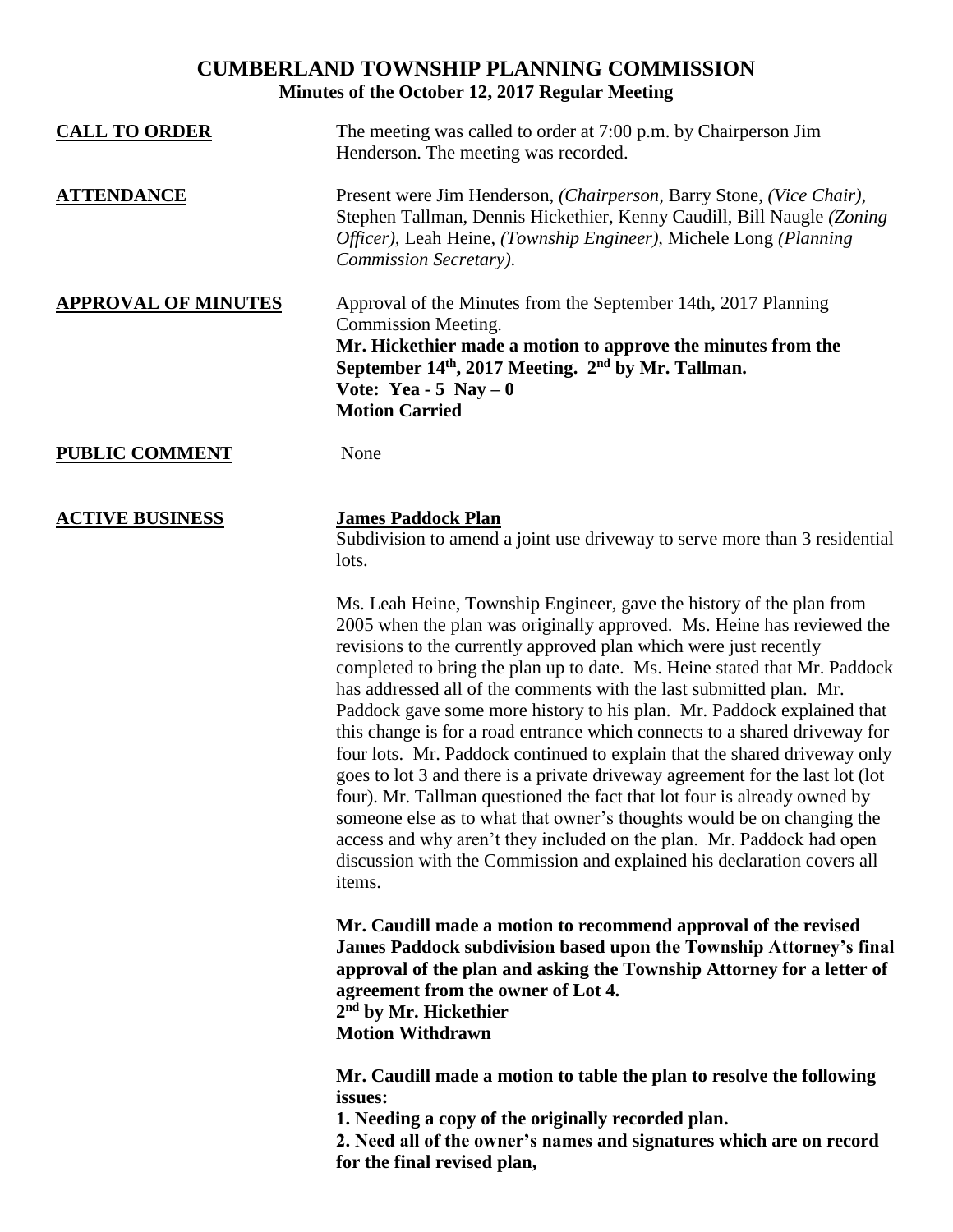# CUMBERLAND TOWNSHIP PLANNING COMMISSION

**Minutes of the October 12, 2017 Regular Meeting**

**CALL TO ORDER**

The meeting was called to order at 7:00 p.m. by Chairperson Jim Henderson. The meeting was recorded.

**ATTENDANCE**

Present were Jim Henderson, *(Chairperson,* Barry Stone, *(Vice Chair),* Stephen Tallman, Dennis Hickethier, Kenny Caudill, Bill Naugle *(Zoning Officer),* Leah Heine, *(Township Engineer),* Michele Long *(Planning Commission Secretary).*

**APPROVAL OF MINUTES**

Approval of the Minutes from the September 14th, 2017 Planning Commission Meeting.

**Mr. Hickethier made a motion to approve the minutes from the September 14th, 2017 Meeting. 2nd by Mr. Tallman.**
**Vote: Yea - 5 Nay – 0**
**Motion Carried**

**PUBLIC COMMENT**

None

**ACTIVE BUSINESS**

**James Paddock Plan**

Subdivision to amend a joint use driveway to serve more than 3 residential lots.

Ms. Leah Heine, Township Engineer, gave the history of the plan from 2005 when the plan was originally approved. Ms. Heine has reviewed the revisions to the currently approved plan which were just recently completed to bring the plan up to date. Ms. Heine stated that Mr. Paddock has addressed all of the comments with the last submitted plan. Mr. Paddock gave some more history to his plan. Mr. Paddock explained that this change is for a road entrance which connects to a shared driveway for four lots. Mr. Paddock continued to explain that the shared driveway only goes to lot 3 and there is a private driveway agreement for the last lot (lot four). Mr. Tallman questioned the fact that lot four is already owned by someone else as to what that owner's thoughts would be on changing the access and why aren't they included on the plan. Mr. Paddock had open discussion with the Commission and explained his declaration covers all items.

**Mr. Caudill made a motion to recommend approval of the revised James Paddock subdivision based upon the Township Attorney's final approval of the plan and asking the Township Attorney for a letter of agreement from the owner of Lot 4.**
**2nd by Mr. Hickethier**
**Motion Withdrawn**

**Mr. Caudill made a motion to table the plan to resolve the following issues:**

**1. Needing a copy of the originally recorded plan.**
**2. Need all of the owner's names and signatures which are on record for the final revised plan,**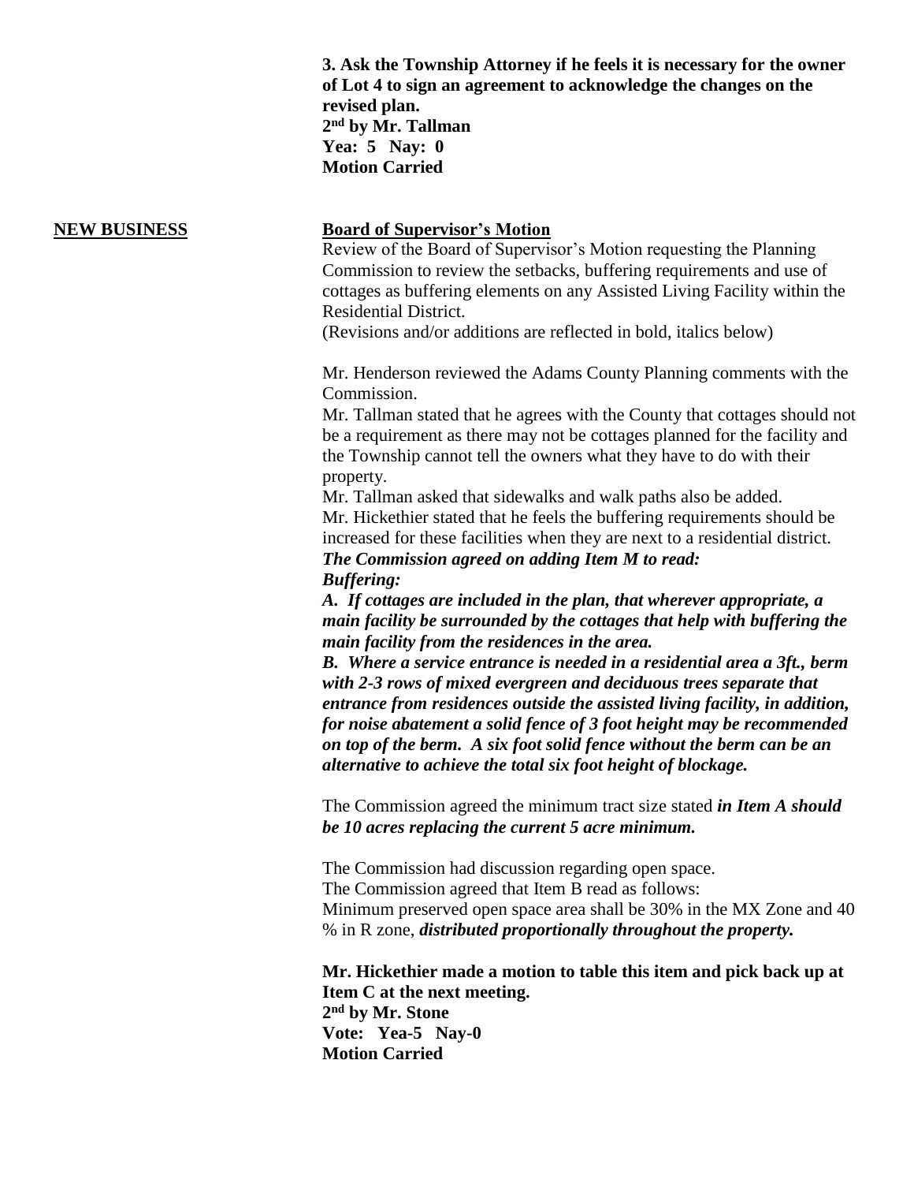**3. Ask the Township Attorney if he feels it is necessary for the owner of Lot 4 to sign an agreement to acknowledge the changes on the revised plan.**
**2nd by Mr. Tallman**
**Yea: 5 Nay: 0**
**Motion Carried**

**NEW BUSINESS**

**Board of Supervisor's Motion**

Review of the Board of Supervisor's Motion requesting the Planning Commission to review the setbacks, buffering requirements and use of cottages as buffering elements on any Assisted Living Facility within the Residential District.
(Revisions and/or additions are reflected in bold, italics below)

Mr. Henderson reviewed the Adams County Planning comments with the Commission.
Mr. Tallman stated that he agrees with the County that cottages should not be a requirement as there may not be cottages planned for the facility and the Township cannot tell the owners what they have to do with their property.
Mr. Tallman asked that sidewalks and walk paths also be added.
Mr. Hickethier stated that he feels the buffering requirements should be increased for these facilities when they are next to a residential district.
***The Commission agreed on adding Item M to read:***
***Buffering:***
***A. If cottages are included in the plan, that wherever appropriate, a main facility be surrounded by the cottages that help with buffering the main facility from the residences in the area.***
***B. Where a service entrance is needed in a residential area a 3ft., berm with 2-3 rows of mixed evergreen and deciduous trees separate that entrance from residences outside the assisted living facility, in addition, for noise abatement a solid fence of 3 foot height may be recommended on top of the berm. A six foot solid fence without the berm can be an alternative to achieve the total six foot height of blockage.***

The Commission agreed the minimum tract size stated ***in Item A should be 10 acres replacing the current 5 acre minimum.***

The Commission had discussion regarding open space.
The Commission agreed that Item B read as follows:
Minimum preserved open space area shall be 30% in the MX Zone and 40 % in R zone, ***distributed proportionally throughout the property.***

**Mr. Hickethier made a motion to table this item and pick back up at Item C at the next meeting.**
**2nd by Mr. Stone**
**Vote: Yea-5 Nay-0**
**Motion Carried**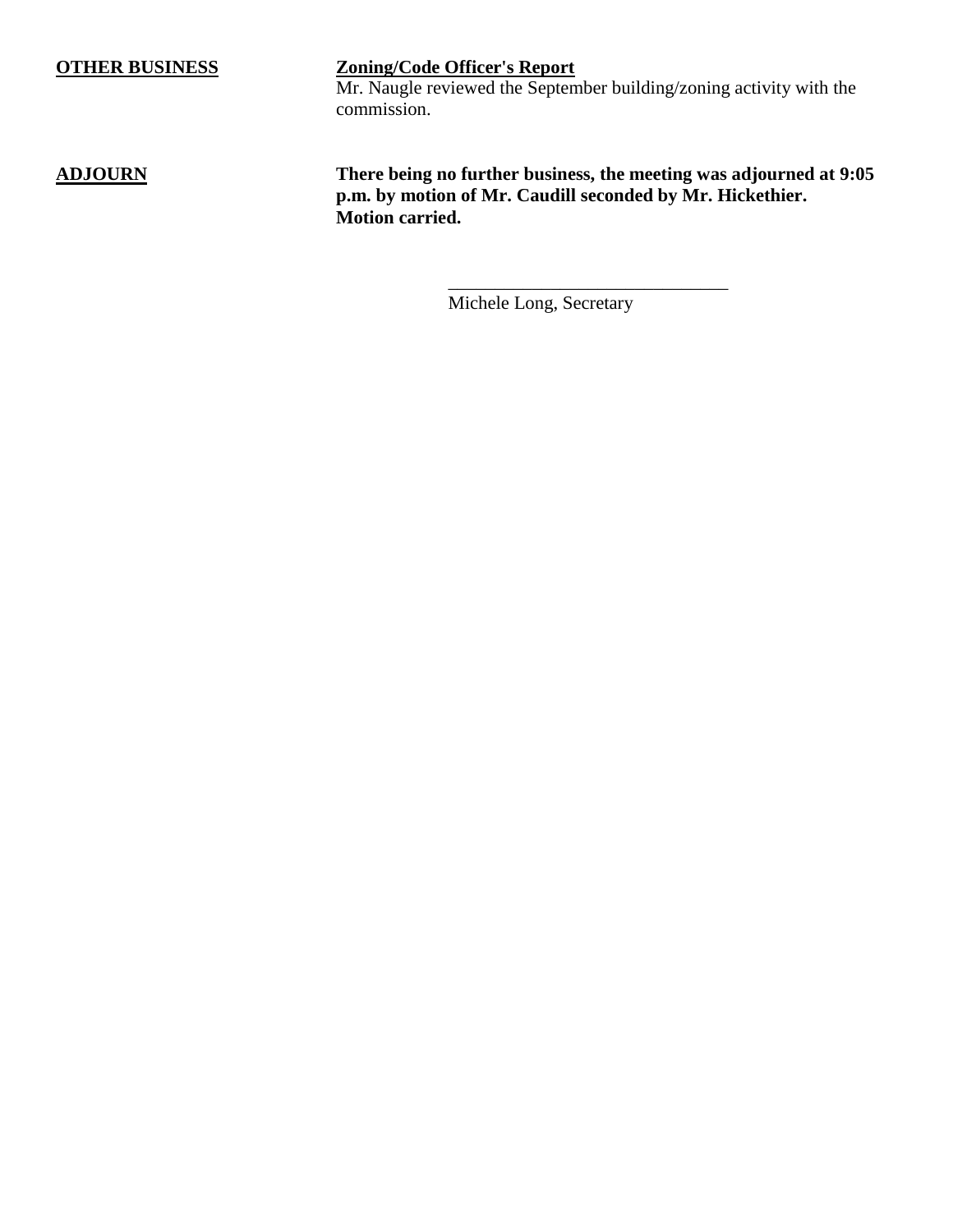**OTHER BUSINESS**

**Zoning/Code Officer's Report**

Mr. Naugle reviewed the September building/zoning activity with the commission.

**ADJOURN**

**There being no further business, the meeting was adjourned at 9:05 p.m. by motion of Mr. Caudill seconded by Mr. Hickethier. Motion carried.**

\_\_\_\_\_\_\_\_\_\_\_\_\_\_\_\_\_\_\_\_\_\_\_\_\_\_\_\_\_\_\_

Michele Long, Secretary